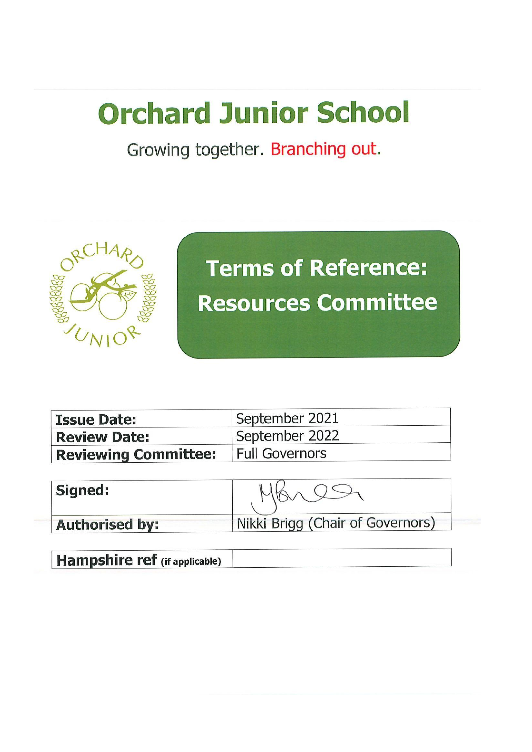# Orchard Junior School

Growing together. Branching out.

## Terms of Reference: Resources Committee

| Issue Date: | September 2021 |
|---|---|
| Review Date: | September 2022 |
| Reviewing Committee: | Full Governors |

| Signed: | |
|---|---|
| Authorised by: | Nikki Brigg (Chair of Governors) |

| Hampshire ref (if applicable) | |
|---|---|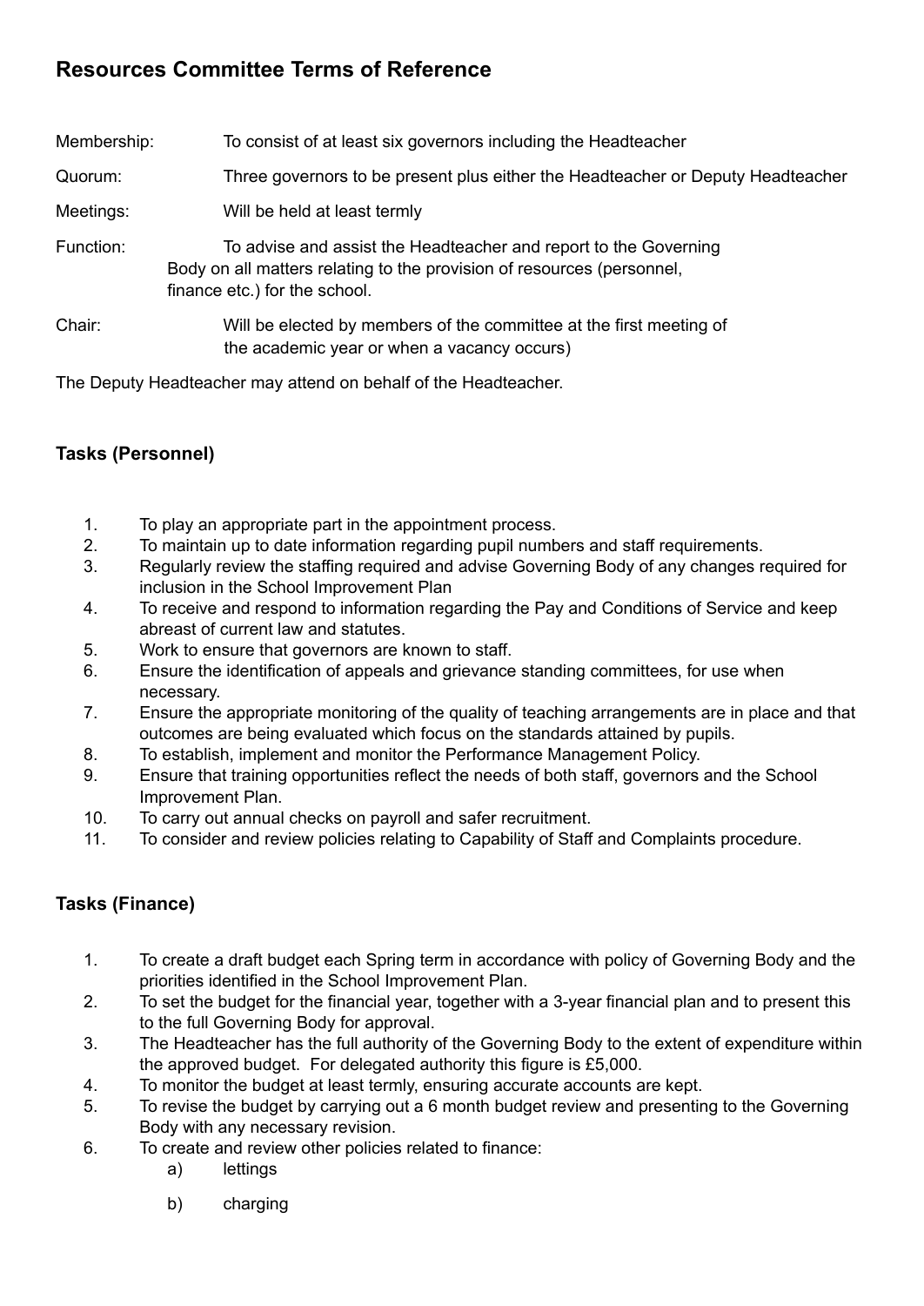# Resources Committee Terms of Reference

| | |
|---|---|
| Membership: | To consist of at least six governors including the Headteacher |
| Quorum: | Three governors to be present plus either the Headteacher or Deputy Headteacher |
| Meetings: | Will be held at least termly |
| Function: | To advise and assist the Headteacher and report to the Governing Body on all matters relating to the provision of resources (personnel, finance etc.) for the school. |
| Chair: | Will be elected by members of the committee at the first meeting of the academic year or when a vacancy occurs) |

The Deputy Headteacher may attend on behalf of the Headteacher.

### Tasks (Personnel)

1. To play an appropriate part in the appointment process.
2. To maintain up to date information regarding pupil numbers and staff requirements.
3. Regularly review the staffing required and advise Governing Body of any changes required for inclusion in the School Improvement Plan
4. To receive and respond to information regarding the Pay and Conditions of Service and keep abreast of current law and statutes.
5. Work to ensure that governors are known to staff.
6. Ensure the identification of appeals and grievance standing committees, for use when necessary.
7. Ensure the appropriate monitoring of the quality of teaching arrangements are in place and that outcomes are being evaluated which focus on the standards attained by pupils.
8. To establish, implement and monitor the Performance Management Policy.
9. Ensure that training opportunities reflect the needs of both staff, governors and the School Improvement Plan.
10. To carry out annual checks on payroll and safer recruitment.
11. To consider and review policies relating to Capability of Staff and Complaints procedure.

### Tasks (Finance)

1. To create a draft budget each Spring term in accordance with policy of Governing Body and the priorities identified in the School Improvement Plan.
2. To set the budget for the financial year, together with a 3-year financial plan and to present this to the full Governing Body for approval.
3. The Headteacher has the full authority of the Governing Body to the extent of expenditure within the approved budget. For delegated authority this figure is £5,000.
4. To monitor the budget at least termly, ensuring accurate accounts are kept.
5. To revise the budget by carrying out a 6 month budget review and presenting to the Governing Body with any necessary revision.
6. To create and review other policies related to finance:
   a) lettings
   b) charging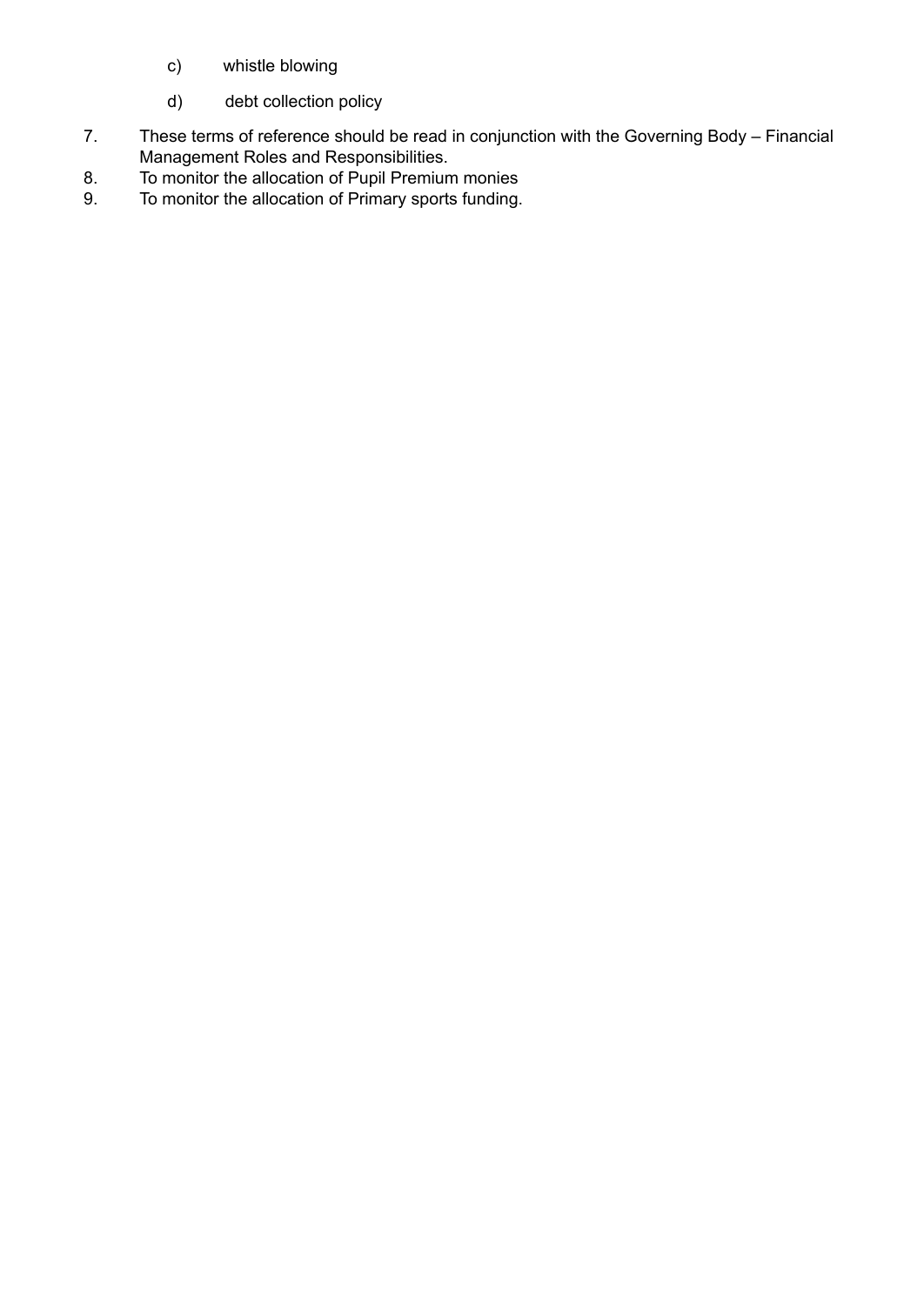c) whistle blowing

d) debt collection policy

7. These terms of reference should be read in conjunction with the Governing Body – Financial Management Roles and Responsibilities.
8. To monitor the allocation of Pupil Premium monies
9. To monitor the allocation of Primary sports funding.